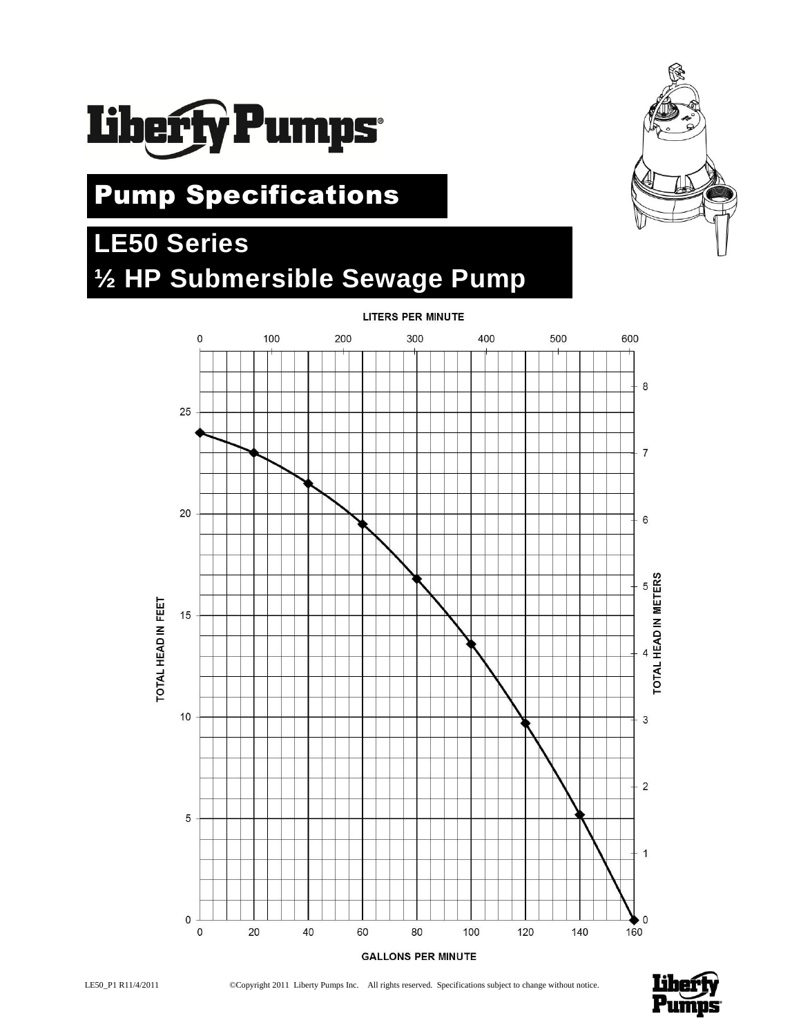# Liberty Pumps

## Pump Specifications

## LE50 Series
## ½ HP Submersible Sewage Pump

LITERS PER MINUTE

0 100 200 300 400 500 600

TOTAL HEAD IN FEET

TOTAL HEAD IN METERS

GALLONS PER MINUTE

0 20 40 60 80 100 120 140 160

LE50_P1 R11/4/2011 ©Copyright 2011 Liberty Pumps Inc. All rights reserved. Specifications subject to change without notice.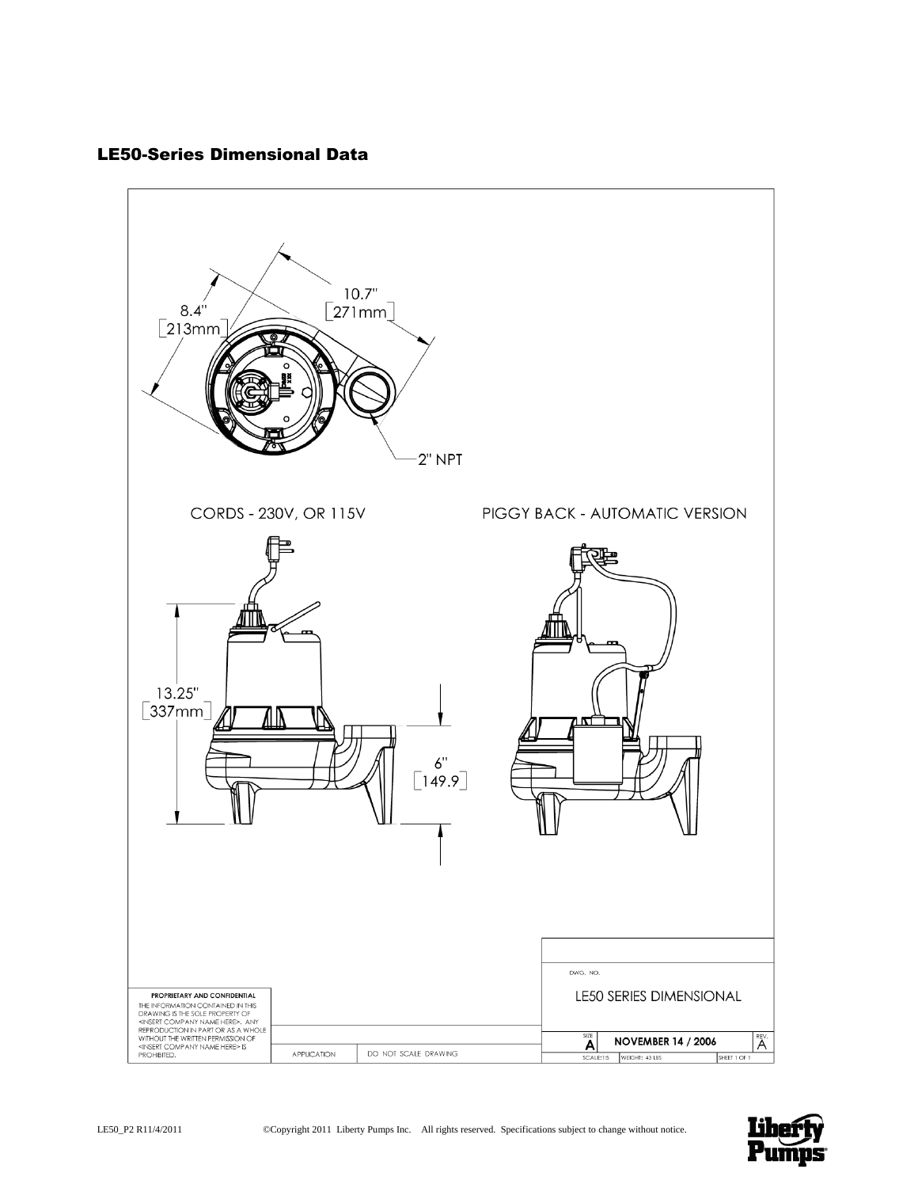## LE50-Series Dimensional Data

10.7" [271mm]

8.4" [213mm]

2" NPT

CORDS - 230V, OR 115V

PIGGY BACK - AUTOMATIC VERSION

13.25" [337mm]

6" [149.9]

**PROPRIETARY AND CONFIDENTIAL**

THE INFORMATION CONTAINED IN THIS DRAWING IS THE SOLE PROPERTY OF <INSERT COMPANY NAME HERE>. ANY REPRODUCTION IN PART OR AS A WHOLE WITHOUT THE WRITTEN PERMISSION OF <INSERT COMPANY NAME HERE> IS PROHIBITED.

APPLICATION | DO NOT SCALE DRAWING

DWG. NO.

LE50 SERIES DIMENSIONAL

SIZE A | NOVEMBER 14 / 2006 | REV. A

SCALE:1:5 | WEIGHT: 43 LBS | SHEET 1 OF 1

LE50_P2 R11/4/2011 ©Copyright 2011 Liberty Pumps Inc. All rights reserved. Specifications subject to change without notice.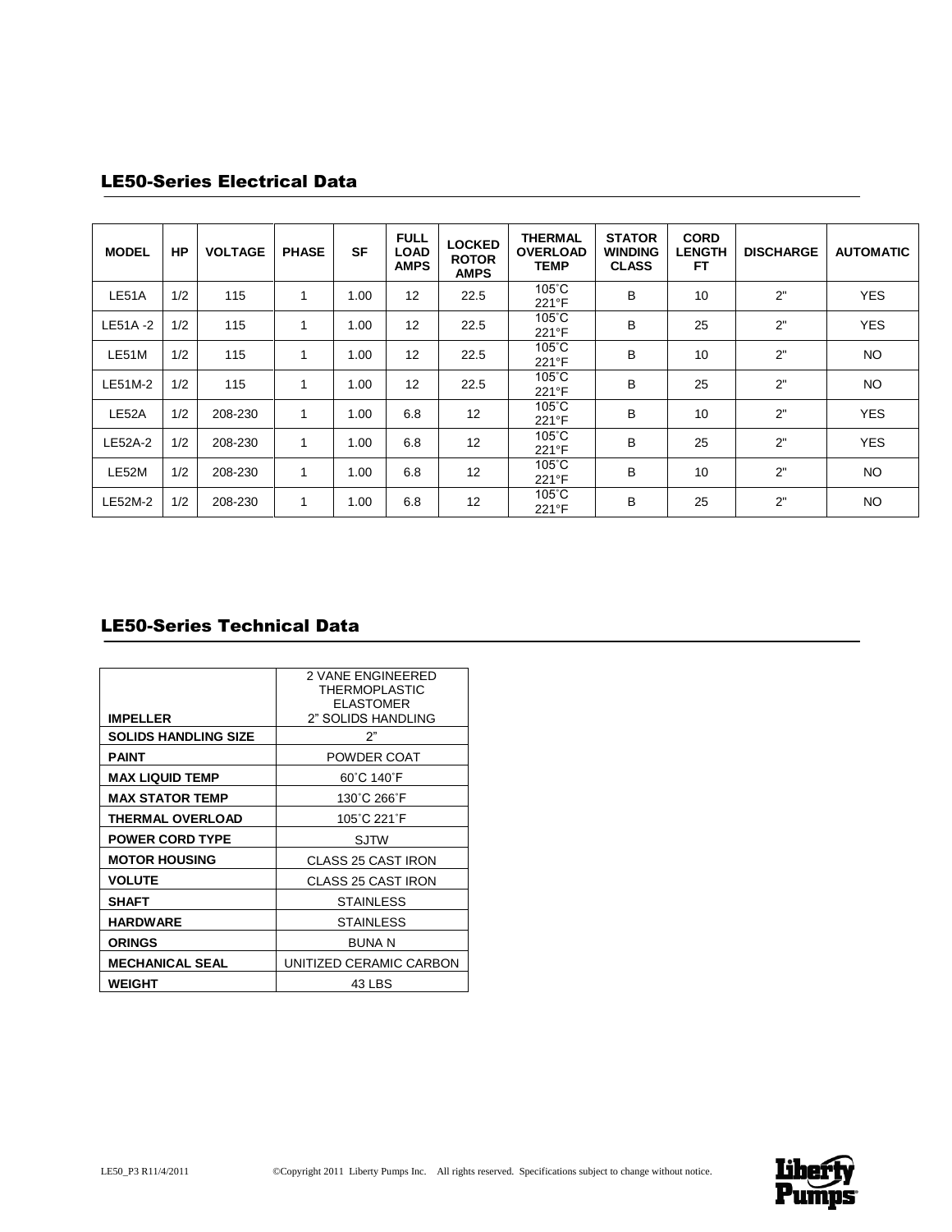## LE50-Series Electrical Data

| MODEL | HP | VOLTAGE | PHASE | SF | FULL LOAD AMPS | LOCKED ROTOR AMPS | THERMAL OVERLOAD TEMP | STATOR WINDING CLASS | CORD LENGTH FT | DISCHARGE | AUTOMATIC |
|---|---|---|---|---|---|---|---|---|---|---|---|
| LE51A | 1/2 | 115 | 1 | 1.00 | 12 | 22.5 | 105˚C 221°F | B | 10 | 2" | YES |
| LE51A -2 | 1/2 | 115 | 1 | 1.00 | 12 | 22.5 | 105˚C 221°F | B | 25 | 2" | YES |
| LE51M | 1/2 | 115 | 1 | 1.00 | 12 | 22.5 | 105˚C 221°F | B | 10 | 2" | NO |
| LE51M-2 | 1/2 | 115 | 1 | 1.00 | 12 | 22.5 | 105˚C 221°F | B | 25 | 2" | NO |
| LE52A | 1/2 | 208-230 | 1 | 1.00 | 6.8 | 12 | 105˚C 221°F | B | 10 | 2" | YES |
| LE52A-2 | 1/2 | 208-230 | 1 | 1.00 | 6.8 | 12 | 105˚C 221°F | B | 25 | 2" | YES |
| LE52M | 1/2 | 208-230 | 1 | 1.00 | 6.8 | 12 | 105˚C 221°F | B | 10 | 2" | NO |
| LE52M-2 | 1/2 | 208-230 | 1 | 1.00 | 6.8 | 12 | 105˚C 221°F | B | 25 | 2" | NO |

## LE50-Series Technical Data

| | |
|---|---|
| **IMPELLER** | 2 VANE ENGINEERED THERMOPLASTIC ELASTOMER 2" SOLIDS HANDLING |
| **SOLIDS HANDLING SIZE** | 2" |
| **PAINT** | POWDER COAT |
| **MAX LIQUID TEMP** | 60˚C 140˚F |
| **MAX STATOR TEMP** | 130˚C 266˚F |
| **THERMAL OVERLOAD** | 105˚C 221˚F |
| **POWER CORD TYPE** | SJTW |
| **MOTOR HOUSING** | CLASS 25 CAST IRON |
| **VOLUTE** | CLASS 25 CAST IRON |
| **SHAFT** | STAINLESS |
| **HARDWARE** | STAINLESS |
| **ORINGS** | BUNA N |
| **MECHANICAL SEAL** | UNITIZED CERAMIC CARBON |
| **WEIGHT** | 43 LBS |

LE50_P3 R11/4/2011 ©Copyright 2011 Liberty Pumps Inc. All rights reserved. Specifications subject to change without notice.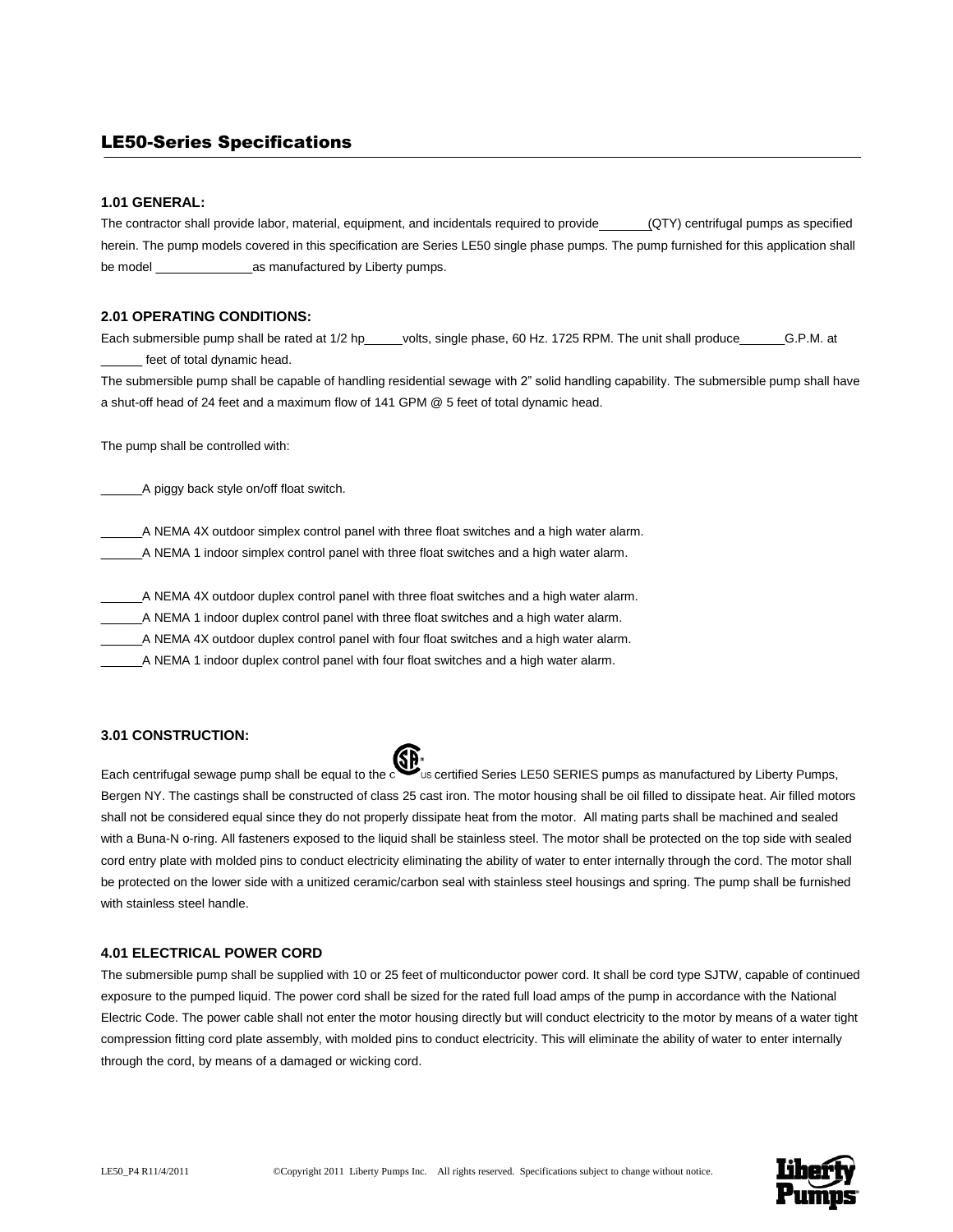## LE50-Series Specifications

### 1.01 GENERAL:

The contractor shall provide labor, material, equipment, and incidentals required to provide _______ (QTY) centrifugal pumps as specified herein. The pump models covered in this specification are Series LE50 single phase pumps. The pump furnished for this application shall be model ______________ as manufactured by Liberty pumps.

### 2.01 OPERATING CONDITIONS:

Each submersible pump shall be rated at 1/2 hp _____ volts, single phase, 60 Hz. 1725 RPM. The unit shall produce ______ G.P.M. at ______ feet of total dynamic head.

The submersible pump shall be capable of handling residential sewage with 2" solid handling capability. The submersible pump shall have a shut-off head of 24 feet and a maximum flow of 141 GPM @ 5 feet of total dynamic head.

The pump shall be controlled with:

______ A piggy back style on/off float switch.

______ A NEMA 4X outdoor simplex control panel with three float switches and a high water alarm.

______ A NEMA 1 indoor simplex control panel with three float switches and a high water alarm.

______ A NEMA 4X outdoor duplex control panel with three float switches and a high water alarm.

______ A NEMA 1 indoor duplex control panel with three float switches and a high water alarm.

______ A NEMA 4X outdoor duplex control panel with four float switches and a high water alarm.

______ A NEMA 1 indoor duplex control panel with four float switches and a high water alarm.

### 3.01 CONSTRUCTION:

Each centrifugal sewage pump shall be equal to the cCSAus certified Series LE50 SERIES pumps as manufactured by Liberty Pumps, Bergen NY. The castings shall be constructed of class 25 cast iron. The motor housing shall be oil filled to dissipate heat. Air filled motors shall not be considered equal since they do not properly dissipate heat from the motor. All mating parts shall be machined and sealed with a Buna-N o-ring. All fasteners exposed to the liquid shall be stainless steel. The motor shall be protected on the top side with sealed cord entry plate with molded pins to conduct electricity eliminating the ability of water to enter internally through the cord. The motor shall be protected on the lower side with a unitized ceramic/carbon seal with stainless steel housings and spring. The pump shall be furnished with stainless steel handle.

### 4.01 ELECTRICAL POWER CORD

The submersible pump shall be supplied with 10 or 25 feet of multiconductor power cord. It shall be cord type SJTW, capable of continued exposure to the pumped liquid. The power cord shall be sized for the rated full load amps of the pump in accordance with the National Electric Code. The power cable shall not enter the motor housing directly but will conduct electricity to the motor by means of a water tight compression fitting cord plate assembly, with molded pins to conduct electricity. This will eliminate the ability of water to enter internally through the cord, by means of a damaged or wicking cord.

LE50_P4 R11/4/2011 ©Copyright 2011 Liberty Pumps Inc. All rights reserved. Specifications subject to change without notice.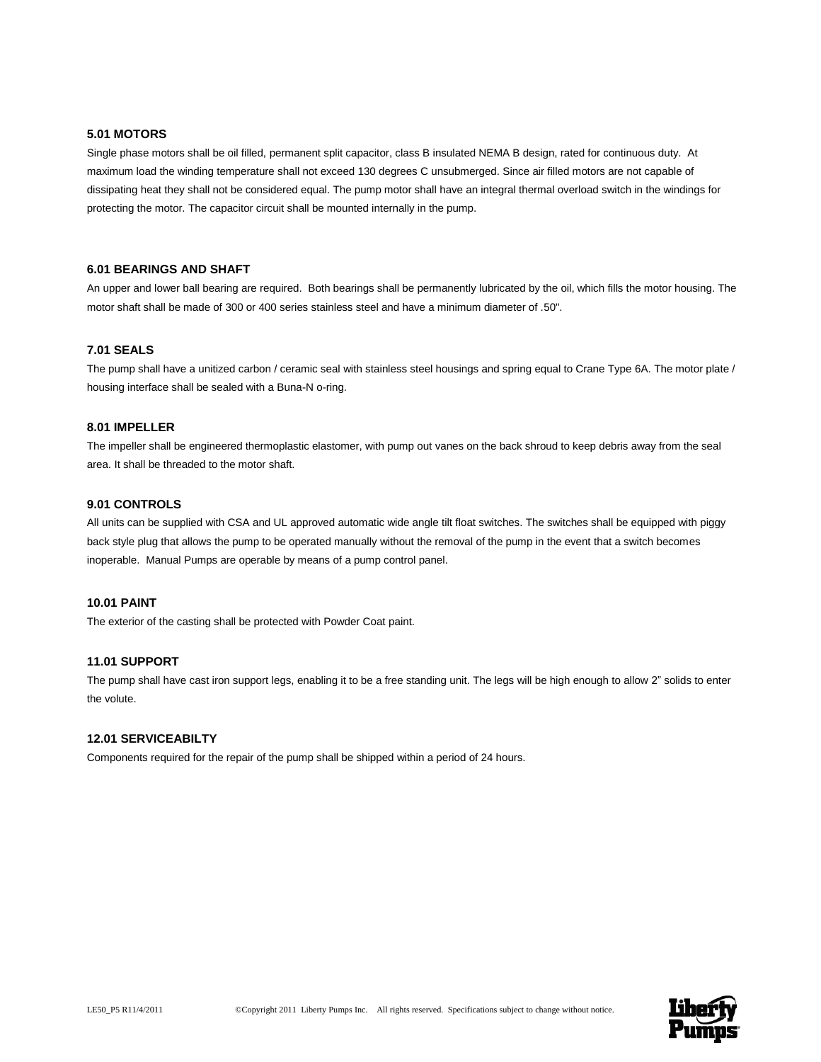### 5.01 MOTORS

Single phase motors shall be oil filled, permanent split capacitor, class B insulated NEMA B design, rated for continuous duty. At maximum load the winding temperature shall not exceed 130 degrees C unsubmerged. Since air filled motors are not capable of dissipating heat they shall not be considered equal. The pump motor shall have an integral thermal overload switch in the windings for protecting the motor. The capacitor circuit shall be mounted internally in the pump.

### 6.01 BEARINGS AND SHAFT

An upper and lower ball bearing are required. Both bearings shall be permanently lubricated by the oil, which fills the motor housing. The motor shaft shall be made of 300 or 400 series stainless steel and have a minimum diameter of .50".

### 7.01 SEALS

The pump shall have a unitized carbon / ceramic seal with stainless steel housings and spring equal to Crane Type 6A. The motor plate / housing interface shall be sealed with a Buna-N o-ring.

### 8.01 IMPELLER

The impeller shall be engineered thermoplastic elastomer, with pump out vanes on the back shroud to keep debris away from the seal area. It shall be threaded to the motor shaft.

### 9.01 CONTROLS

All units can be supplied with CSA and UL approved automatic wide angle tilt float switches. The switches shall be equipped with piggy back style plug that allows the pump to be operated manually without the removal of the pump in the event that a switch becomes inoperable. Manual Pumps are operable by means of a pump control panel.

### 10.01 PAINT

The exterior of the casting shall be protected with Powder Coat paint.

### 11.01 SUPPORT

The pump shall have cast iron support legs, enabling it to be a free standing unit. The legs will be high enough to allow 2" solids to enter the volute.

### 12.01 SERVICEABILTY

Components required for the repair of the pump shall be shipped within a period of 24 hours.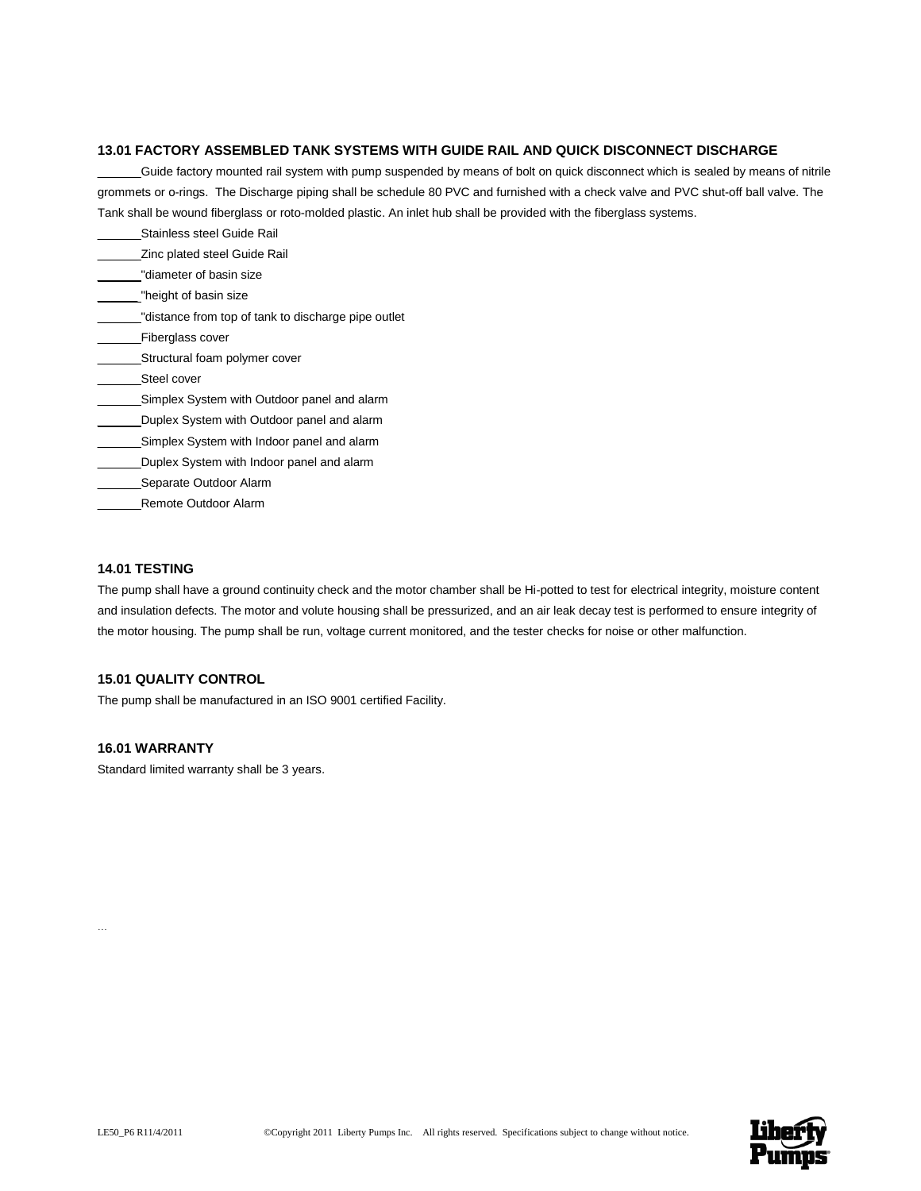**13.01 FACTORY ASSEMBLED TANK SYSTEMS WITH GUIDE RAIL AND QUICK DISCONNECT DISCHARGE**

______Guide factory mounted rail system with pump suspended by means of bolt on quick disconnect which is sealed by means of nitrile grommets or o-rings. The Discharge piping shall be schedule 80 PVC and furnished with a check valve and PVC shut-off ball valve. The Tank shall be wound fiberglass or roto-molded plastic. An inlet hub shall be provided with the fiberglass systems.

______Stainless steel Guide Rail

______Zinc plated steel Guide Rail

______"diameter of basin size

______"height of basin size

______"distance from top of tank to discharge pipe outlet

______Fiberglass cover

______Structural foam polymer cover

______Steel cover

______Simplex System with Outdoor panel and alarm

______Duplex System with Outdoor panel and alarm

______Simplex System with Indoor panel and alarm

______Duplex System with Indoor panel and alarm

______Separate Outdoor Alarm

______Remote Outdoor Alarm

**14.01 TESTING**

The pump shall have a ground continuity check and the motor chamber shall be Hi-potted to test for electrical integrity, moisture content and insulation defects. The motor and volute housing shall be pressurized, and an air leak decay test is performed to ensure integrity of the motor housing. The pump shall be run, voltage current monitored, and the tester checks for noise or other malfunction.

**15.01 QUALITY CONTROL**

The pump shall be manufactured in an ISO 9001 certified Facility.

**16.01 WARRANTY**

Standard limited warranty shall be 3 years.

…

LE50_P6 R11/4/2011 ©Copyright 2011 Liberty Pumps Inc. All rights reserved. Specifications subject to change without notice.